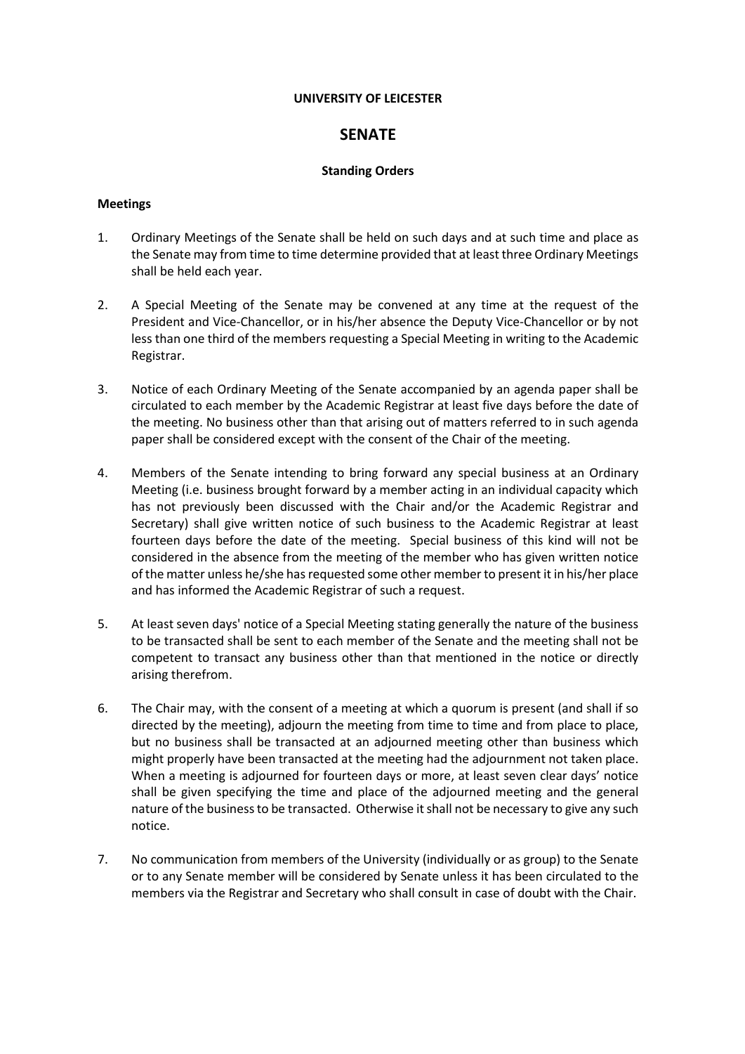**UNIVERSITY OF LEICESTER**

# SENATE

**Standing Orders**

## Meetings

1. Ordinary Meetings of the Senate shall be held on such days and at such time and place as the Senate may from time to time determine provided that at least three Ordinary Meetings shall be held each year.

2. A Special Meeting of the Senate may be convened at any time at the request of the President and Vice-Chancellor, or in his/her absence the Deputy Vice-Chancellor or by not less than one third of the members requesting a Special Meeting in writing to the Academic Registrar.

3. Notice of each Ordinary Meeting of the Senate accompanied by an agenda paper shall be circulated to each member by the Academic Registrar at least five days before the date of the meeting. No business other than that arising out of matters referred to in such agenda paper shall be considered except with the consent of the Chair of the meeting.

4. Members of the Senate intending to bring forward any special business at an Ordinary Meeting (i.e. business brought forward by a member acting in an individual capacity which has not previously been discussed with the Chair and/or the Academic Registrar and Secretary) shall give written notice of such business to the Academic Registrar at least fourteen days before the date of the meeting. Special business of this kind will not be considered in the absence from the meeting of the member who has given written notice of the matter unless he/she has requested some other member to present it in his/her place and has informed the Academic Registrar of such a request.

5. At least seven days' notice of a Special Meeting stating generally the nature of the business to be transacted shall be sent to each member of the Senate and the meeting shall not be competent to transact any business other than that mentioned in the notice or directly arising therefrom.

6. The Chair may, with the consent of a meeting at which a quorum is present (and shall if so directed by the meeting), adjourn the meeting from time to time and from place to place, but no business shall be transacted at an adjourned meeting other than business which might properly have been transacted at the meeting had the adjournment not taken place. When a meeting is adjourned for fourteen days or more, at least seven clear days' notice shall be given specifying the time and place of the adjourned meeting and the general nature of the business to be transacted. Otherwise it shall not be necessary to give any such notice.

7. No communication from members of the University (individually or as group) to the Senate or to any Senate member will be considered by Senate unless it has been circulated to the members via the Registrar and Secretary who shall consult in case of doubt with the Chair.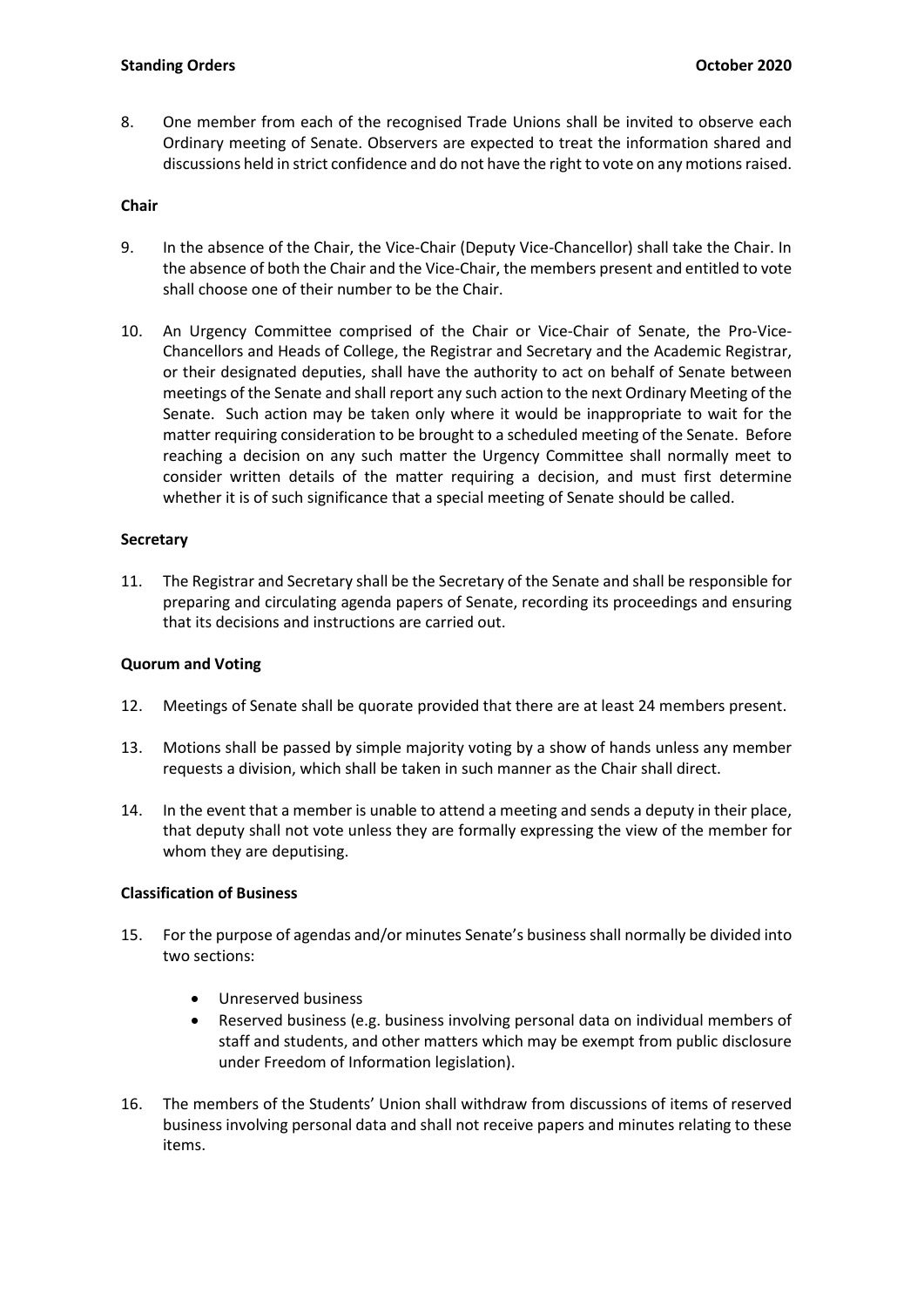8. One member from each of the recognised Trade Unions shall be invited to observe each Ordinary meeting of Senate. Observers are expected to treat the information shared and discussions held in strict confidence and do not have the right to vote on any motions raised.

**Chair**

9. In the absence of the Chair, the Vice-Chair (Deputy Vice-Chancellor) shall take the Chair. In the absence of both the Chair and the Vice-Chair, the members present and entitled to vote shall choose one of their number to be the Chair.

10. An Urgency Committee comprised of the Chair or Vice-Chair of Senate, the Pro-Vice-Chancellors and Heads of College, the Registrar and Secretary and the Academic Registrar, or their designated deputies, shall have the authority to act on behalf of Senate between meetings of the Senate and shall report any such action to the next Ordinary Meeting of the Senate. Such action may be taken only where it would be inappropriate to wait for the matter requiring consideration to be brought to a scheduled meeting of the Senate. Before reaching a decision on any such matter the Urgency Committee shall normally meet to consider written details of the matter requiring a decision, and must first determine whether it is of such significance that a special meeting of Senate should be called.

**Secretary**

11. The Registrar and Secretary shall be the Secretary of the Senate and shall be responsible for preparing and circulating agenda papers of Senate, recording its proceedings and ensuring that its decisions and instructions are carried out.

**Quorum and Voting**

12. Meetings of Senate shall be quorate provided that there are at least 24 members present.

13. Motions shall be passed by simple majority voting by a show of hands unless any member requests a division, which shall be taken in such manner as the Chair shall direct.

14. In the event that a member is unable to attend a meeting and sends a deputy in their place, that deputy shall not vote unless they are formally expressing the view of the member for whom they are deputising.

**Classification of Business**

15. For the purpose of agendas and/or minutes Senate's business shall normally be divided into two sections:

    - Unreserved business
    - Reserved business (e.g. business involving personal data on individual members of staff and students, and other matters which may be exempt from public disclosure under Freedom of Information legislation).

16. The members of the Students' Union shall withdraw from discussions of items of reserved business involving personal data and shall not receive papers and minutes relating to these items.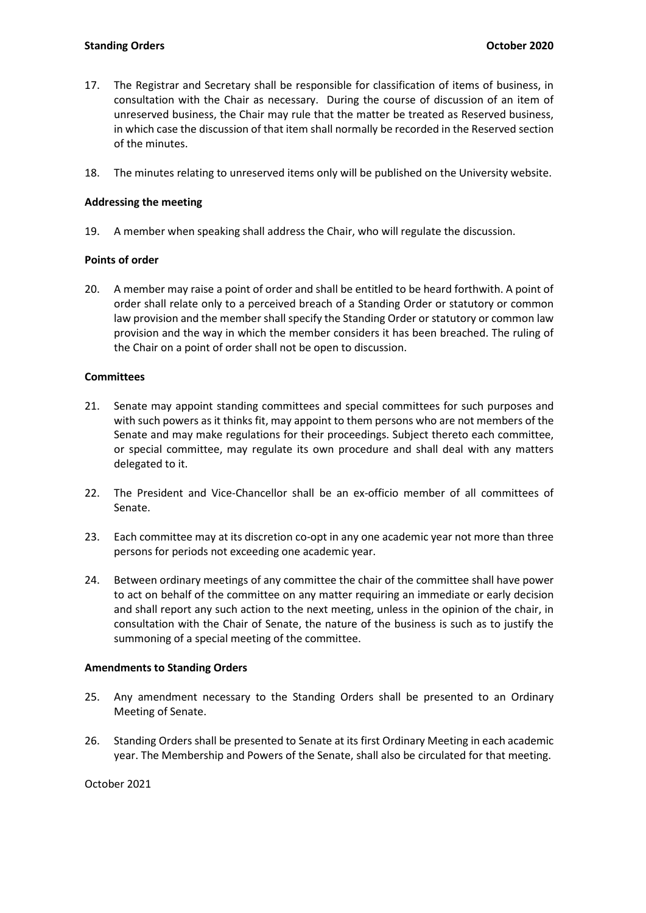17. The Registrar and Secretary shall be responsible for classification of items of business, in consultation with the Chair as necessary. During the course of discussion of an item of unreserved business, the Chair may rule that the matter be treated as Reserved business, in which case the discussion of that item shall normally be recorded in the Reserved section of the minutes.

18. The minutes relating to unreserved items only will be published on the University website.

**Addressing the meeting**

19. A member when speaking shall address the Chair, who will regulate the discussion.

**Points of order**

20. A member may raise a point of order and shall be entitled to be heard forthwith. A point of order shall relate only to a perceived breach of a Standing Order or statutory or common law provision and the member shall specify the Standing Order or statutory or common law provision and the way in which the member considers it has been breached. The ruling of the Chair on a point of order shall not be open to discussion.

**Committees**

21. Senate may appoint standing committees and special committees for such purposes and with such powers as it thinks fit, may appoint to them persons who are not members of the Senate and may make regulations for their proceedings. Subject thereto each committee, or special committee, may regulate its own procedure and shall deal with any matters delegated to it.

22. The President and Vice-Chancellor shall be an ex-officio member of all committees of Senate.

23. Each committee may at its discretion co-opt in any one academic year not more than three persons for periods not exceeding one academic year.

24. Between ordinary meetings of any committee the chair of the committee shall have power to act on behalf of the committee on any matter requiring an immediate or early decision and shall report any such action to the next meeting, unless in the opinion of the chair, in consultation with the Chair of Senate, the nature of the business is such as to justify the summoning of a special meeting of the committee.

**Amendments to Standing Orders**

25. Any amendment necessary to the Standing Orders shall be presented to an Ordinary Meeting of Senate.

26. Standing Orders shall be presented to Senate at its first Ordinary Meeting in each academic year. The Membership and Powers of the Senate, shall also be circulated for that meeting.

October 2021